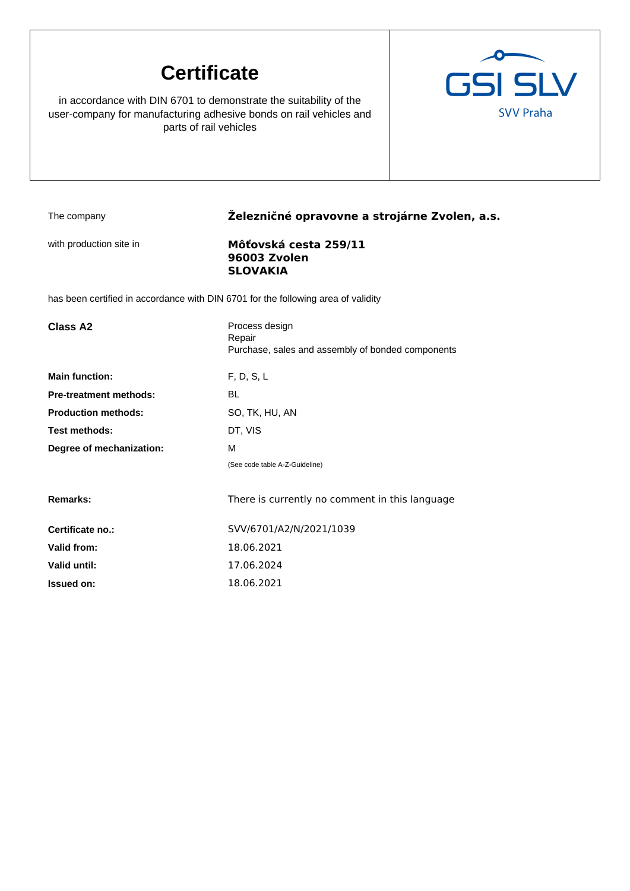# Certificate

in accordance with DIN 6701 to demonstrate the suitability of the user-company for manufacturing adhesive bonds on rail vehicles and parts of rail vehicles

GSI SLV
SVV Praha

| | |
|---|---|
| The company | **Železničné opravovne a strojárne Zvolen, a.s.** |
| with production site in | **Môťovská cesta 259/11**<br>**96003 Zvolen**<br>**SLOVAKIA** |

has been certified in accordance with DIN 6701 for the following area of validity

| | |
|---|---|
| **Class A2** | Process design<br>Repair<br>Purchase, sales and assembly of bonded components |
| **Main function:** | F, D, S, L |
| **Pre-treatment methods:** | BL |
| **Production methods:** | SO, TK, HU, AN |
| **Test methods:** | DT, VIS |
| **Degree of mechanization:** | M |
| | (See code table A-Z-Guideline) |
| **Remarks:** | There is currently no comment in this language |
| **Certificate no.:** | SVV/6701/A2/N/2021/1039 |
| **Valid from:** | 18.06.2021 |
| **Valid until:** | 17.06.2024 |
| **Issued on:** | 18.06.2021 |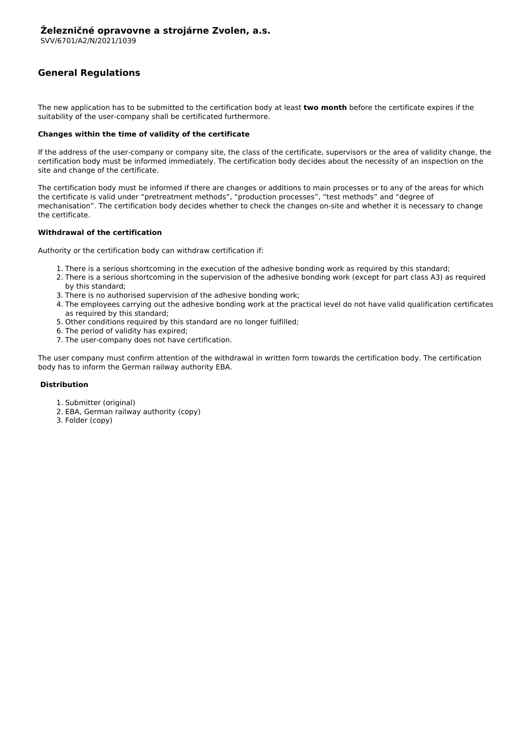**Železničné opravovne a strojárne Zvolen, a.s.**
SVV/6701/A2/N/2021/1039

## General Regulations

The new application has to be submitted to the certification body at least **two month** before the certificate expires if the suitability of the user-company shall be certificated furthermore.

#### Changes within the time of validity of the certificate

If the address of the user-company or company site, the class of the certificate, supervisors or the area of validity change, the certification body must be informed immediately. The certification body decides about the necessity of an inspection on the site and change of the certificate.

The certification body must be informed if there are changes or additions to main processes or to any of the areas for which the certificate is valid under “pretreatment methods”, “production processes”, “test methods” and “degree of mechanisation”. The certification body decides whether to check the changes on-site and whether it is necessary to change the certificate.

#### Withdrawal of the certification

Authority or the certification body can withdraw certification if:

1. There is a serious shortcoming in the execution of the adhesive bonding work as required by this standard;
2. There is a serious shortcoming in the supervision of the adhesive bonding work (except for part class A3) as required by this standard;
3. There is no authorised supervision of the adhesive bonding work;
4. The employees carrying out the adhesive bonding work at the practical level do not have valid qualification certificates as required by this standard;
5. Other conditions required by this standard are no longer fulfilled;
6. The period of validity has expired;
7. The user-company does not have certification.

The user company must confirm attention of the withdrawal in written form towards the certification body. The certification body has to inform the German railway authority EBA.

#### Distribution

1. Submitter (original)
2. EBA, German railway authority (copy)
3. Folder (copy)